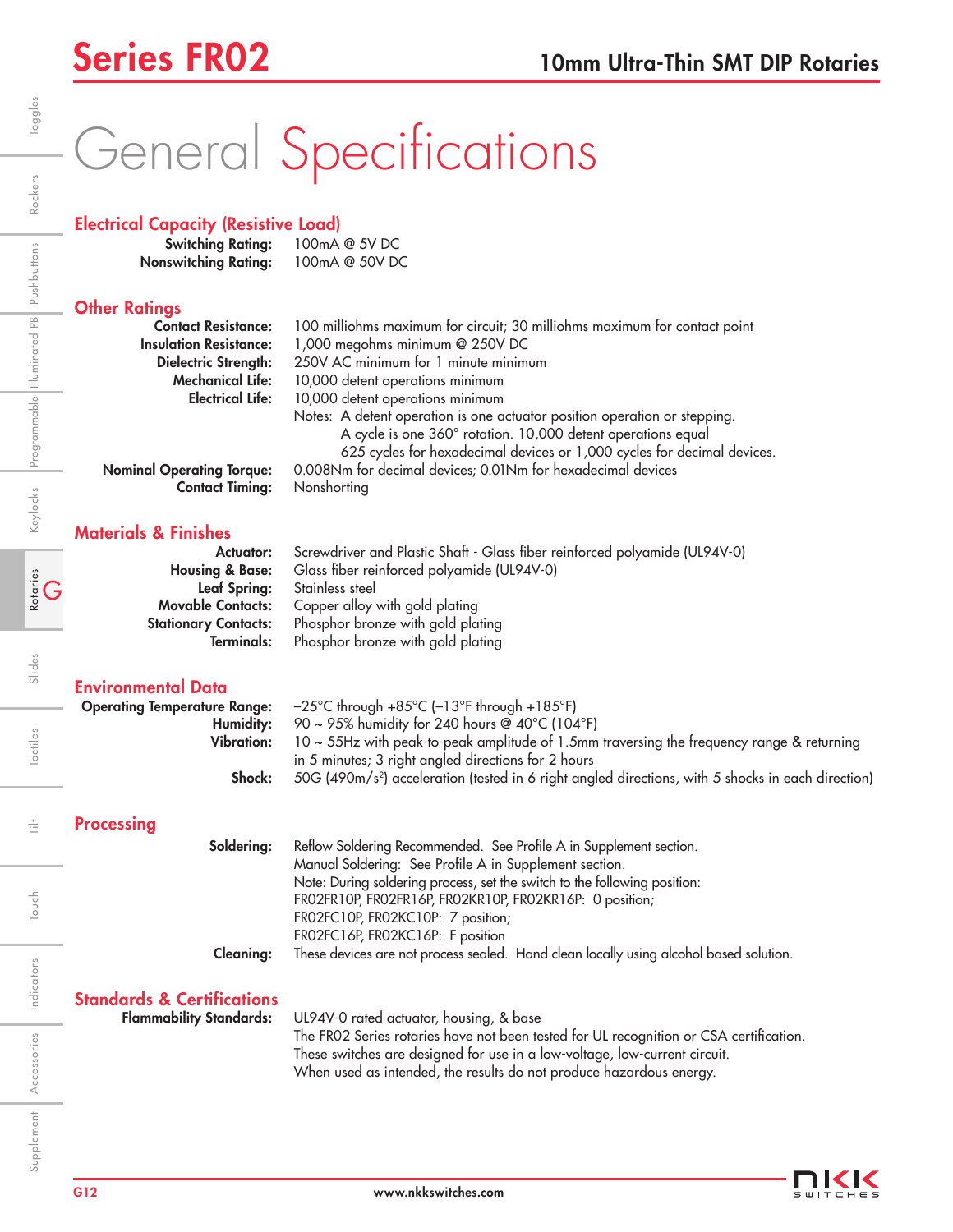# Series FR02

## 10mm Ultra-Thin SMT DIP Rotaries

# General Specifications

## Electrical Capacity (Resistive Load)

**Switching Rating:** 100mA @ 5V DC
**Nonswitching Rating:** 100mA @ 50V DC

## Other Ratings

**Contact Resistance:** 100 milliohms maximum for circuit; 30 milliohms maximum for contact point
**Insulation Resistance:** 1,000 megohms minimum @ 250V DC
**Dielectric Strength:** 250V AC minimum for 1 minute minimum
**Mechanical Life:** 10,000 detent operations minimum
**Electrical Life:** 10,000 detent operations minimum

Notes: A detent operation is one actuator position operation or stepping.
A cycle is one 360° rotation. 10,000 detent operations equal
625 cycles for hexadecimal devices or 1,000 cycles for decimal devices.

**Nominal Operating Torque:** 0.008Nm for decimal devices; 0.01Nm for hexadecimal devices
**Contact Timing:** Nonshorting

## Materials & Finishes

**Actuator:** Screwdriver and Plastic Shaft - Glass fiber reinforced polyamide (UL94V-0)
**Housing & Base:** Glass fiber reinforced polyamide (UL94V-0)
**Leaf Spring:** Stainless steel
**Movable Contacts:** Copper alloy with gold plating
**Stationary Contacts:** Phosphor bronze with gold plating
**Terminals:** Phosphor bronze with gold plating

## Environmental Data

**Operating Temperature Range:** –25°C through +85°C (–13°F through +185°F)
**Humidity:** 90 ~ 95% humidity for 240 hours @ 40°C (104°F)
**Vibration:** 10 ~ 55Hz with peak-to-peak amplitude of 1.5mm traversing the frequency range & returning in 5 minutes; 3 right angled directions for 2 hours
**Shock:** 50G (490m/s$^2$) acceleration (tested in 6 right angled directions, with 5 shocks in each direction)

## Processing

**Soldering:** Reflow Soldering Recommended. See Profile A in Supplement section.
Manual Soldering: See Profile A in Supplement section.
Note: During soldering process, set the switch to the following position:
FR02FR10P, FR02FR16P, FR02KR10P, FR02KR16P: 0 position;
FR02FC10P, FR02KC10P: 7 position;
FR02FC16P, FR02KC16P: F position

**Cleaning:** These devices are not process sealed. Hand clean locally using alcohol based solution.

## Standards & Certifications

**Flammability Standards:** UL94V-0 rated actuator, housing, & base
The FR02 Series rotaries have not been tested for UL recognition or CSA certification.
These switches are designed for use in a low-voltage, low-current circuit.
When used as intended, the results do not produce hazardous energy.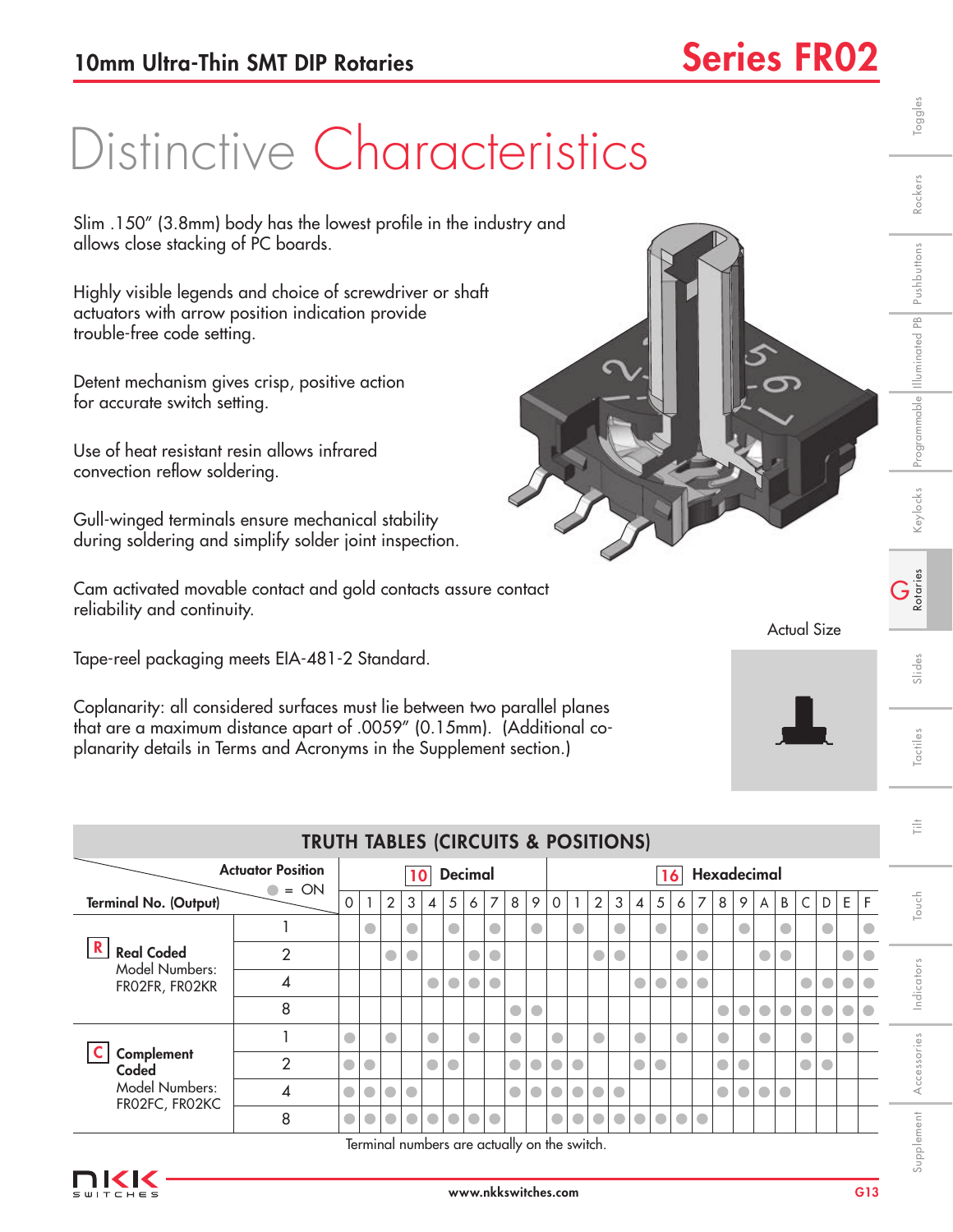# Distinctive Characteristics

Slim .150" (3.8mm) body has the lowest profile in the industry and allows close stacking of PC boards.

Highly visible legends and choice of screwdriver or shaft actuators with arrow position indication provide trouble-free code setting.

Detent mechanism gives crisp, positive action for accurate switch setting.

Use of heat resistant resin allows infrared convection reflow soldering.

Gull-winged terminals ensure mechanical stability during soldering and simplify solder joint inspection.

Cam activated movable contact and gold contacts assure contact reliability and continuity.

Tape-reel packaging meets EIA-481-2 Standard.

Coplanarity: all considered surfaces must lie between two parallel planes that are a maximum distance apart of .0059" (0.15mm). (Additional co-planarity details in Terms and Acronyms in the Supplement section.)

Actual Size

## TRUTH TABLES (CIRCUITS & POSITIONS)

| Terminal No. (Output) / Actuator Position (● = ON) | | 10 Decimal | | | | | | | | | | 16 Hexadecimal | | | | | | | | | | | | | | | |
|---|---|---|---|---|---|---|---|---|---|---|---|---|---|---|---|---|---|---|---|---|---|---|---|---|---|---|---|
| | | 0 | 1 | 2 | 3 | 4 | 5 | 6 | 7 | 8 | 9 | 0 | 1 | 2 | 3 | 4 | 5 | 6 | 7 | 8 | 9 | A | B | C | D | E | F |
| **R** **Real Coded** Model Numbers: FR02FR, FR02KR | 1 | | ● | | ● | | ● | | ● | | ● | | ● | | ● | | ● | | ● | | ● | | ● | | ● | | ● |
| | 2 | | | ● | ● | | | ● | ● | | | | | ● | ● | | | ● | ● | | | ● | ● | | | ● | ● |
| | 4 | | | | | ● | ● | ● | ● | | | | | | | ● | ● | ● | ● | | | | | ● | ● | ● | ● |
| | 8 | | | | | | | | | ● | ● | | | | | | | | | ● | ● | ● | ● | ● | ● | ● | ● |
| **C** **Complement Coded** Model Numbers: FR02FC, FR02KC | 1 | ● | | ● | | ● | | ● | | ● | | ● | | ● | | ● | | ● | | ● | | ● | | ● | | ● | |
| | 2 | ● | ● | | | ● | ● | | | ● | ● | ● | ● | | | ● | ● | | | ● | ● | | | ● | ● | | |
| | 4 | ● | ● | ● | ● | | | | | ● | ● | ● | ● | ● | ● | | | | | ● | ● | ● | ● | | | | |
| | 8 | ● | ● | ● | ● | ● | ● | ● | ● | | | ● | ● | ● | ● | ● | ● | ● | ● | | | | | | | | |

Terminal numbers are actually on the switch.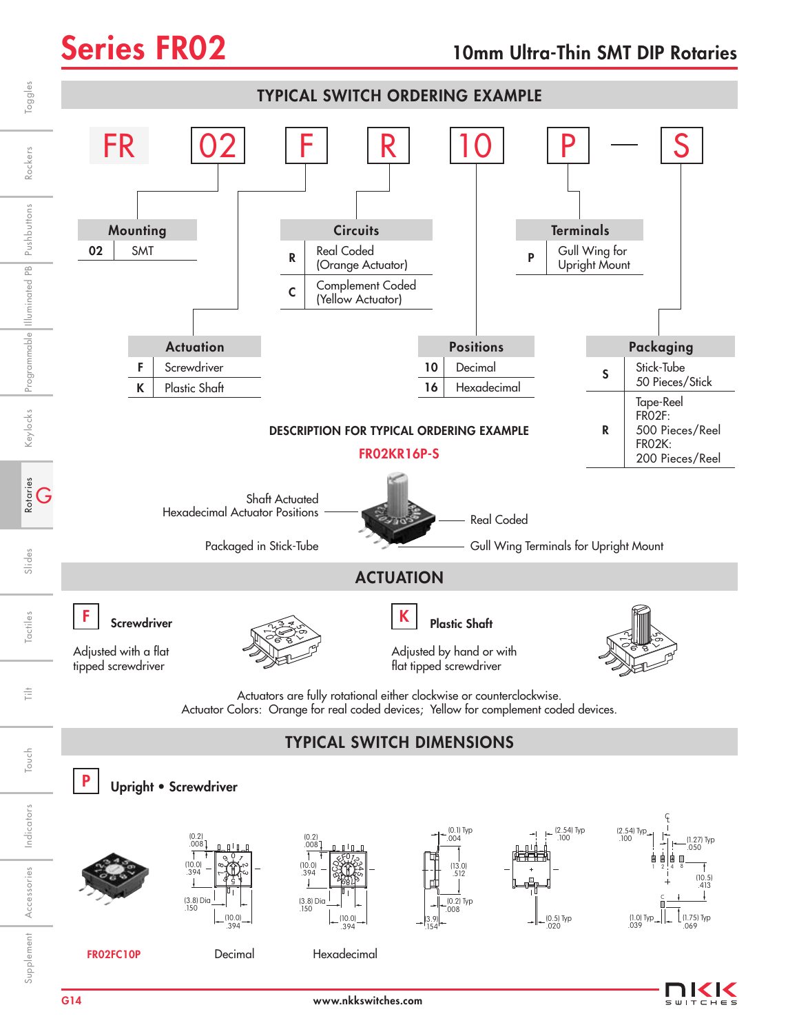# Series FR02

## 10mm Ultra-Thin SMT DIP Rotaries

### TYPICAL SWITCH ORDERING EXAMPLE

FR | 02 | F | R | 10 | P — S

**Mounting**

| | |
|---|---|
| 02 | SMT |

**Circuits**

| | |
|---|---|
| R | Real Coded (Orange Actuator) |
| C | Complement Coded (Yellow Actuator) |

**Terminals**

| | |
|---|---|
| P | Gull Wing for Upright Mount |

**Actuation**

| | |
|---|---|
| F | Screwdriver |
| K | Plastic Shaft |

**Positions**

| | |
|---|---|
| 10 | Decimal |
| 16 | Hexadecimal |

**Packaging**

| | |
|---|---|
| S | Stick-Tube 50 Pieces/Stick |
| R | Tape-Reel FR02F: 500 Pieces/Reel FR02K: 200 Pieces/Reel |

**DESCRIPTION FOR TYPICAL ORDERING EXAMPLE**

**FR02KR16P-S**

Shaft Actuated
Hexadecimal Actuator Positions
Packaged in Stick-Tube
Real Coded
Gull Wing Terminals for Upright Mount

### ACTUATION

**F Screwdriver**

Adjusted with a flat tipped screwdriver

**K Plastic Shaft**

Adjusted by hand or with flat tipped screwdriver

Actuators are fully rotational either clockwise or counterclockwise.
Actuator Colors: Orange for real coded devices; Yellow for complement coded devices.

### TYPICAL SWITCH DIMENSIONS

**P Upright • Screwdriver**

(0.2) .008; (10.0) .394; (3.8) Dia .150; (10.0) .394; (0.1) Typ .004; (13.0) .512; (0.2) Typ .008; (3.9) .154; (2.54) Typ .100; (0.5) Typ .020; (2.54) Typ .100; (1.27) Typ .050; (10.5) .413; (1.0) Typ .039; (1.75) Typ .069

**FR02FC10P** — Decimal — Hexadecimal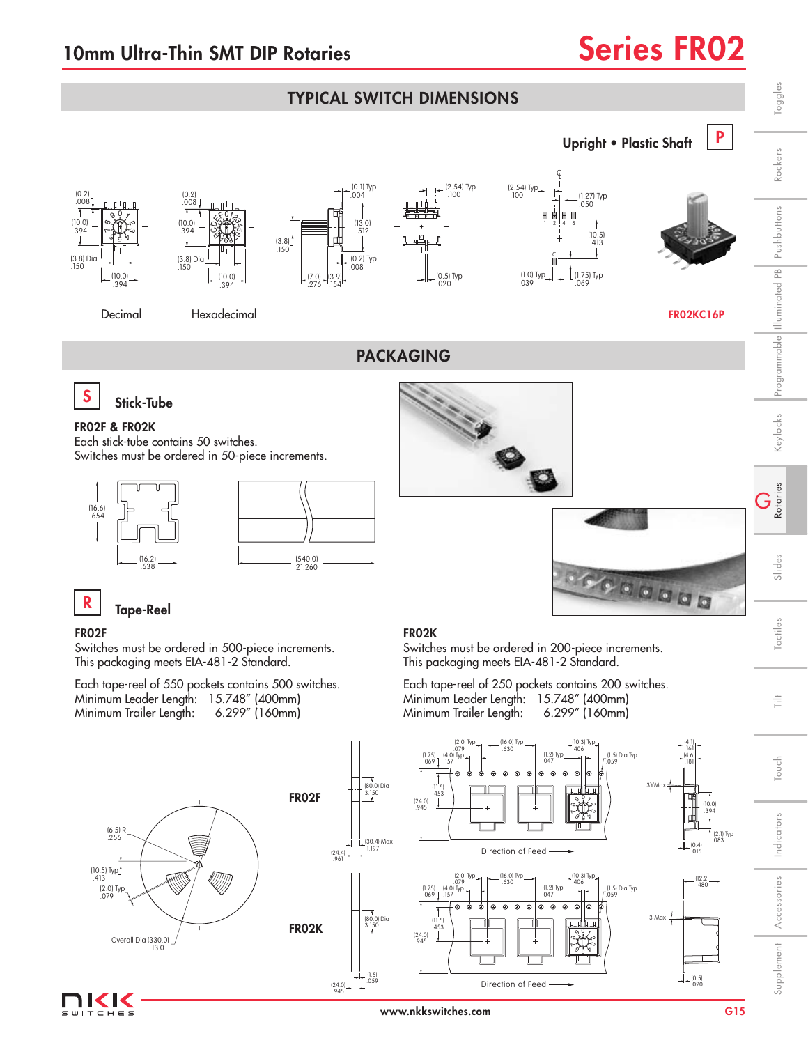## 10mm Ultra-Thin SMT DIP Rotaries

# Series FR02

## TYPICAL SWITCH DIMENSIONS

**Upright • Plastic Shaft** **P**

(0.2)
.008
(10.0)
.394
(3.8) Dia
.150
(10.0)
.394

Decimal

(0.2)
.008
(10.0)
.394
(3.8) Dia
.150
(10.0)
.394

Hexadecimal

(0.1) Typ
.004
(13.0)
.512
(3.8)
.150
(0.2) Typ
.008
(7.0)
.276
(3.9)
.154

(2.54) Typ
.100
(0.5) Typ
.020

(2.54) Typ
.100
(1.27) Typ
.050
1 2 4 8
(10.5)
.413
C
(1.0) Typ
.039
(1.75) Typ
.069

FR02KC16P

## PACKAGING

### S Stick-Tube

**FR02F & FR02K**
Each stick-tube contains 50 switches.
Switches must be ordered in 50-piece increments.

(16.6)
.654
(16.2)
.638
(540.0)
21.260

### R Tape-Reel

**FR02F**
Switches must be ordered in 500-piece increments.
This packaging meets EIA-481-2 Standard.

Each tape-reel of 550 pockets contains 500 switches.
Minimum Leader Length: 15.748" (400mm)
Minimum Trailer Length: 6.299" (160mm)

**FR02K**
Switches must be ordered in 200-piece increments.
This packaging meets EIA-481-2 Standard.

Each tape-reel of 250 pockets contains 200 switches.
Minimum Leader Length: 15.748" (400mm)
Minimum Trailer Length: 6.299" (160mm)

(6.5) R
.256
(10.5) Typ
.413
(2.0) Typ
.079
Overall Dia (330.0)
13.0

**FR02F**

(80.0) Dia
3.150
(30.4) Max
1.197
(24.4)
.961

(2.0) Typ
.079
(1.75)
.069
(4.0) Typ
.157
(16.0) Typ
.630
(1.2) Typ
.047
(10.3) Typ
.406
(1.5) Dia Typ
.059
(11.5)
.453
(24.0)
.945
Direction of Feed

(4.1)
.161
(4.6)
.181
3°Max
(10.0)
.394
(2.1) Typ
.083
(0.4)
.016

**FR02K**

(80.0) Dia
3.150
(24.0)
.945
(1.5)
.059

(2.0) Typ
.079
(1.75)
.069
(4.0) Typ
.157
(16.0) Typ
.630
(1.2) Typ
.047
(10.3) Typ
.406
(1.5) Dia Typ
.059
(11.5)
.453
(24.0)
.945
Direction of Feed

(12.2)
.480
3 Max
(0.5)
.020